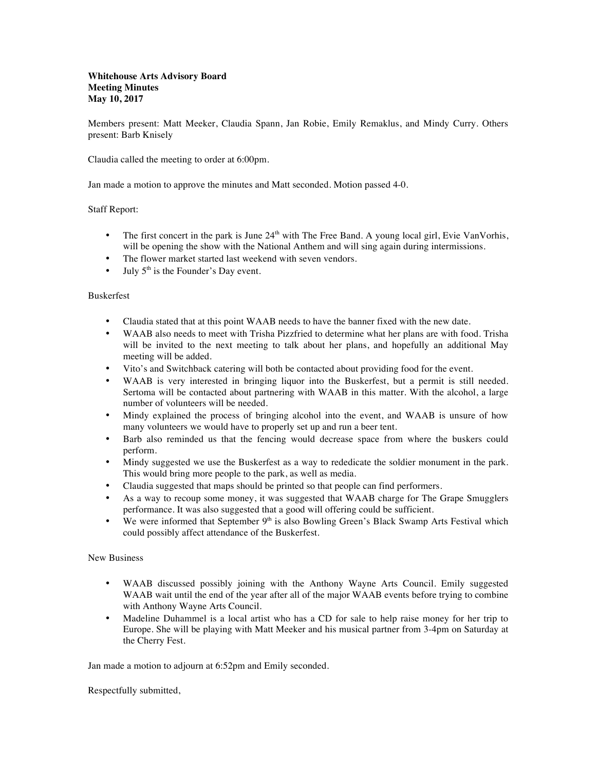**Whitehouse Arts Advisory Board**
**Meeting Minutes**
**May 10, 2017**

Members present: Matt Meeker, Claudia Spann, Jan Robie, Emily Remaklus, and Mindy Curry. Others present: Barb Knisely

Claudia called the meeting to order at 6:00pm.

Jan made a motion to approve the minutes and Matt seconded. Motion passed 4-0.

Staff Report:

- The first concert in the park is June 24th with The Free Band. A young local girl, Evie VanVorhis, will be opening the show with the National Anthem and will sing again during intermissions.
- The flower market started last weekend with seven vendors.
- July 5th is the Founder's Day event.

Buskerfest

- Claudia stated that at this point WAAB needs to have the banner fixed with the new date.
- WAAB also needs to meet with Trisha Pizzfried to determine what her plans are with food. Trisha will be invited to the next meeting to talk about her plans, and hopefully an additional May meeting will be added.
- Vito's and Switchback catering will both be contacted about providing food for the event.
- WAAB is very interested in bringing liquor into the Buskerfest, but a permit is still needed. Sertoma will be contacted about partnering with WAAB in this matter. With the alcohol, a large number of volunteers will be needed.
- Mindy explained the process of bringing alcohol into the event, and WAAB is unsure of how many volunteers we would have to properly set up and run a beer tent.
- Barb also reminded us that the fencing would decrease space from where the buskers could perform.
- Mindy suggested we use the Buskerfest as a way to rededicate the soldier monument in the park. This would bring more people to the park, as well as media.
- Claudia suggested that maps should be printed so that people can find performers.
- As a way to recoup some money, it was suggested that WAAB charge for The Grape Smugglers performance. It was also suggested that a good will offering could be sufficient.
- We were informed that September 9th is also Bowling Green's Black Swamp Arts Festival which could possibly affect attendance of the Buskerfest.

New Business

- WAAB discussed possibly joining with the Anthony Wayne Arts Council. Emily suggested WAAB wait until the end of the year after all of the major WAAB events before trying to combine with Anthony Wayne Arts Council.
- Madeline Duhammel is a local artist who has a CD for sale to help raise money for her trip to Europe. She will be playing with Matt Meeker and his musical partner from 3-4pm on Saturday at the Cherry Fest.

Jan made a motion to adjourn at 6:52pm and Emily seconded.

Respectfully submitted,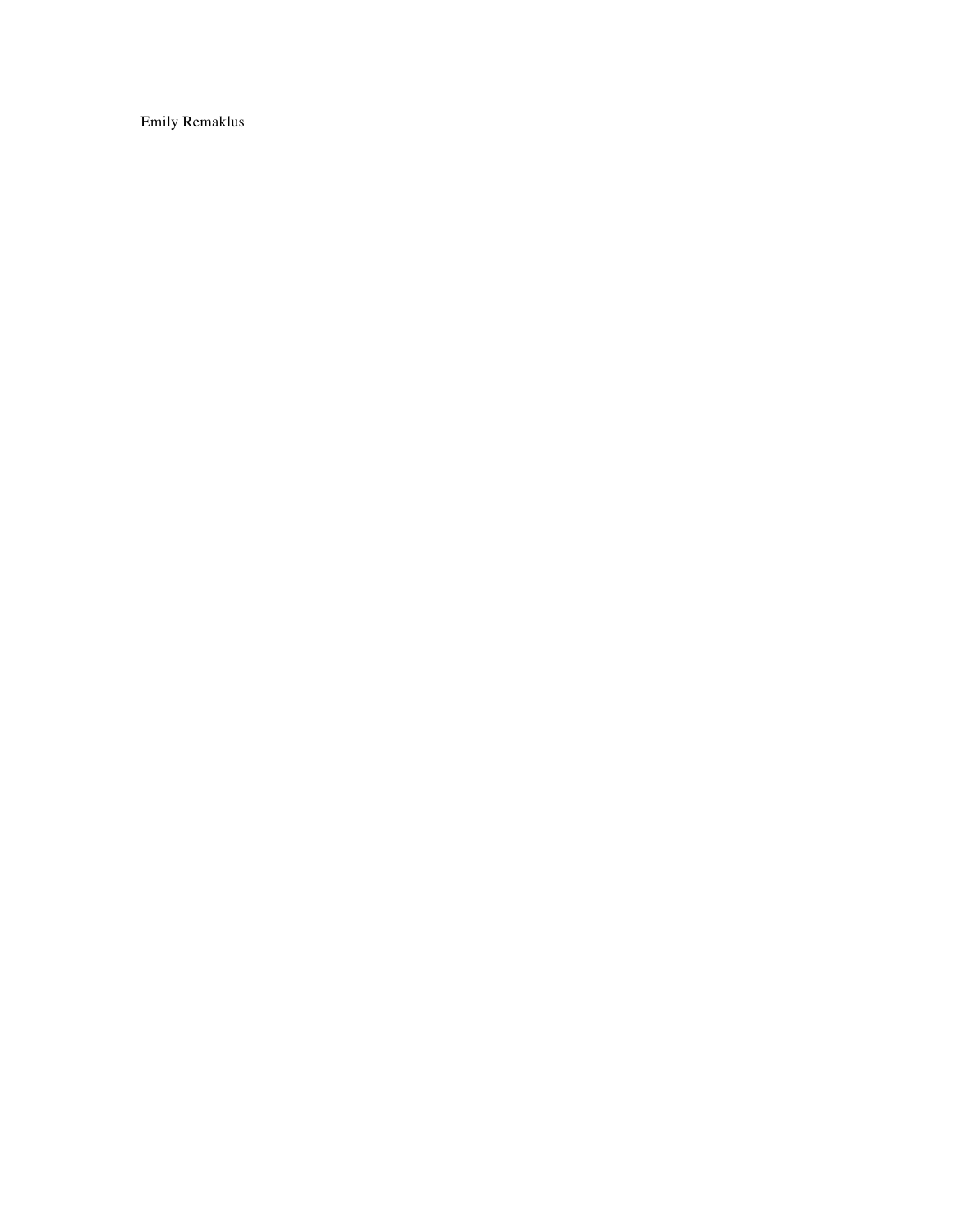Emily Remaklus